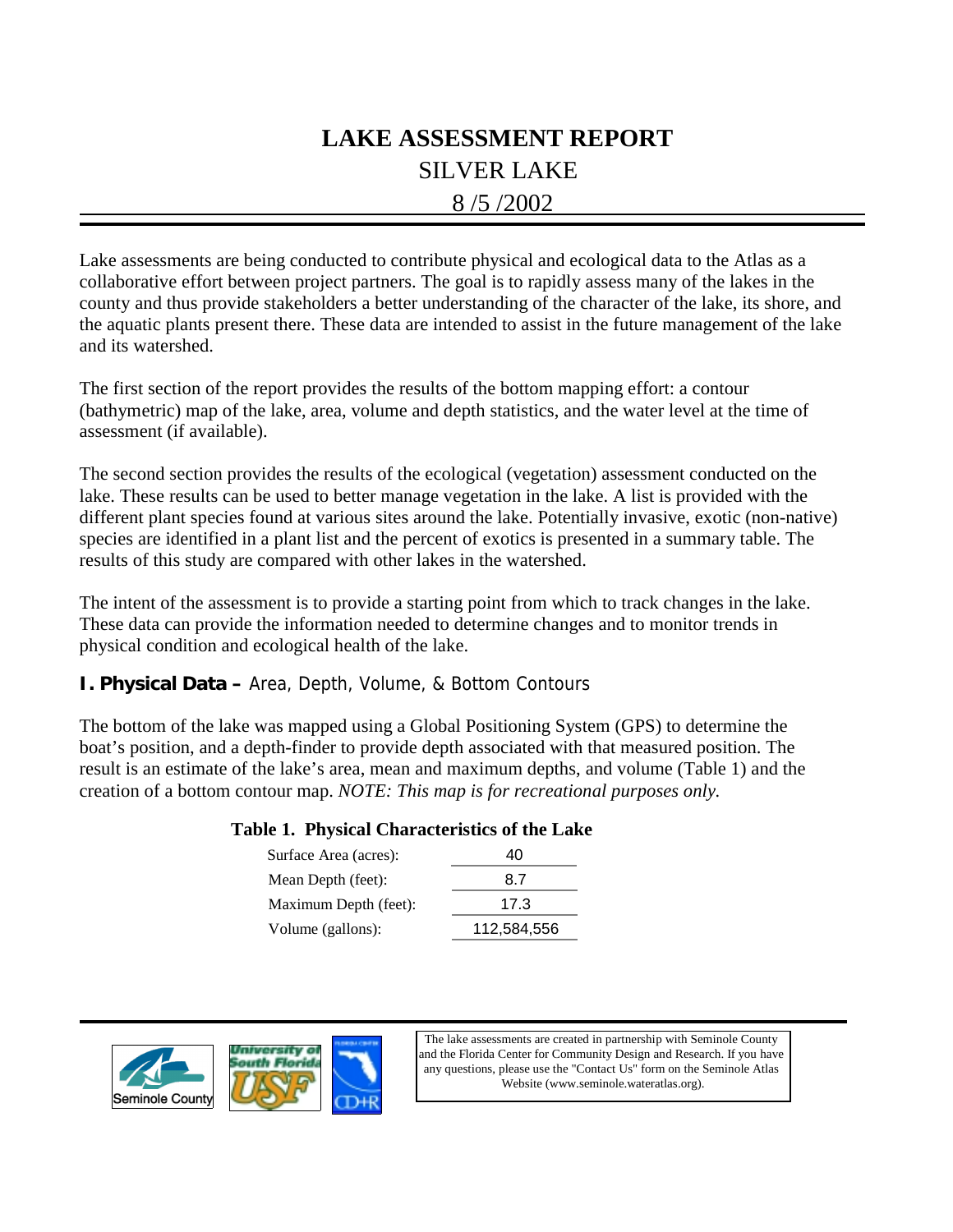# LAKE ASSESSMENT REPORT

## SILVER LAKE

## 8 /5 /2002

Lake assessments are being conducted to contribute physical and ecological data to the Atlas as a collaborative effort between project partners. The goal is to rapidly assess many of the lakes in the county and thus provide stakeholders a better understanding of the character of the lake, its shore, and the aquatic plants present there. These data are intended to assist in the future management of the lake and its watershed.

The first section of the report provides the results of the bottom mapping effort: a contour (bathymetric) map of the lake, area, volume and depth statistics, and the water level at the time of assessment (if available).

The second section provides the results of the ecological (vegetation) assessment conducted on the lake. These results can be used to better manage vegetation in the lake. A list is provided with the different plant species found at various sites around the lake. Potentially invasive, exotic (non-native) species are identified in a plant list and the percent of exotics is presented in a summary table. The results of this study are compared with other lakes in the watershed.

The intent of the assessment is to provide a starting point from which to track changes in the lake. These data can provide the information needed to determine changes and to monitor trends in physical condition and ecological health of the lake.

### I. Physical Data – Area, Depth, Volume, & Bottom Contours

The bottom of the lake was mapped using a Global Positioning System (GPS) to determine the boat's position, and a depth-finder to provide depth associated with that measured position. The result is an estimate of the lake's area, mean and maximum depths, and volume (Table 1) and the creation of a bottom contour map. *NOTE: This map is for recreational purposes only.*

**Table 1. Physical Characteristics of the Lake**

| Characteristic | Value |
|---|---|
| Surface Area (acres): | 40 |
| Mean Depth (feet): | 8.7 |
| Maximum Depth (feet): | 17.3 |
| Volume (gallons): | 112,584,556 |

Seminole County

University of South Florida USF

CD+R

The lake assessments are created in partnership with Seminole County and the Florida Center for Community Design and Research. If you have any questions, please use the "Contact Us" form on the Seminole Atlas Website (www.seminole.wateratlas.org).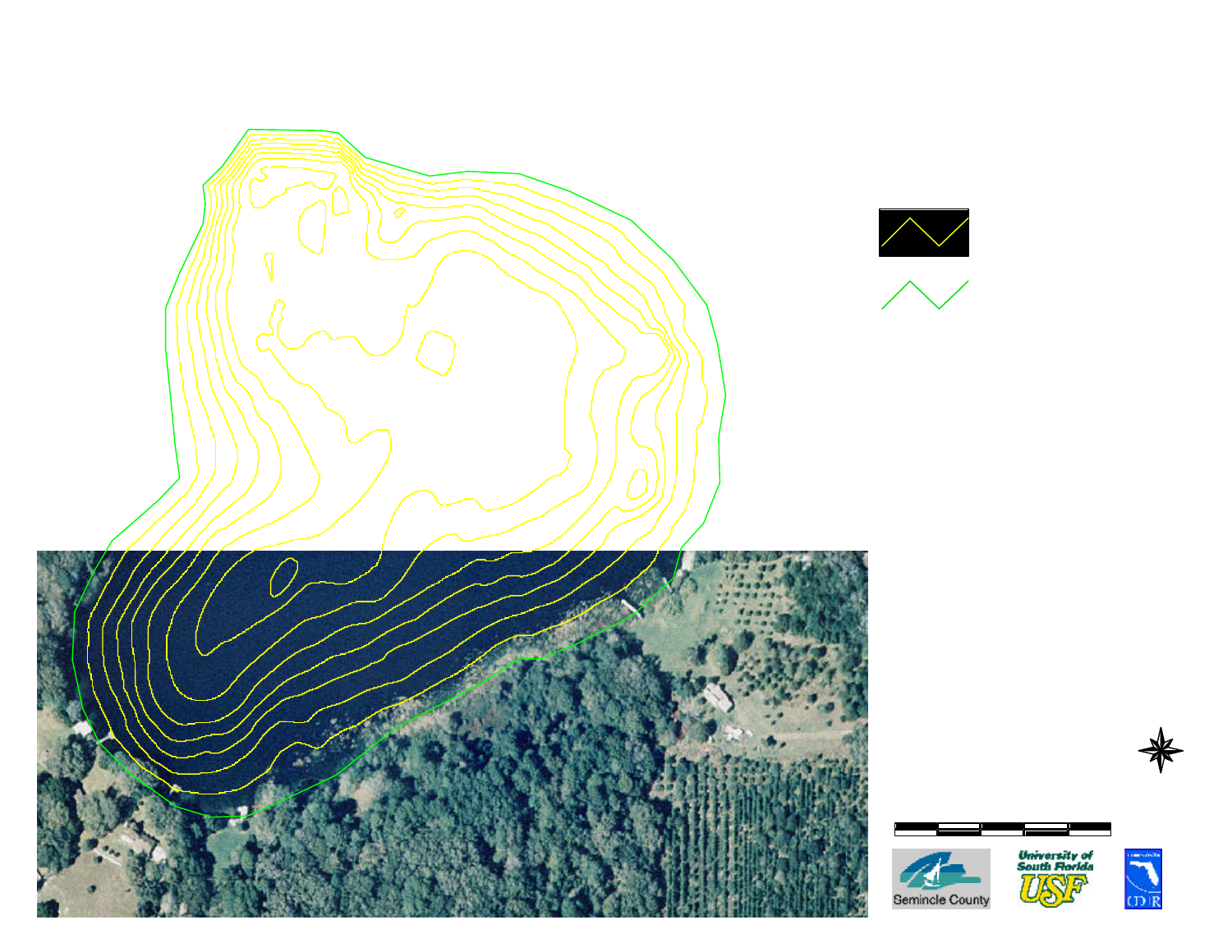Seminole County

University of South Florida

USF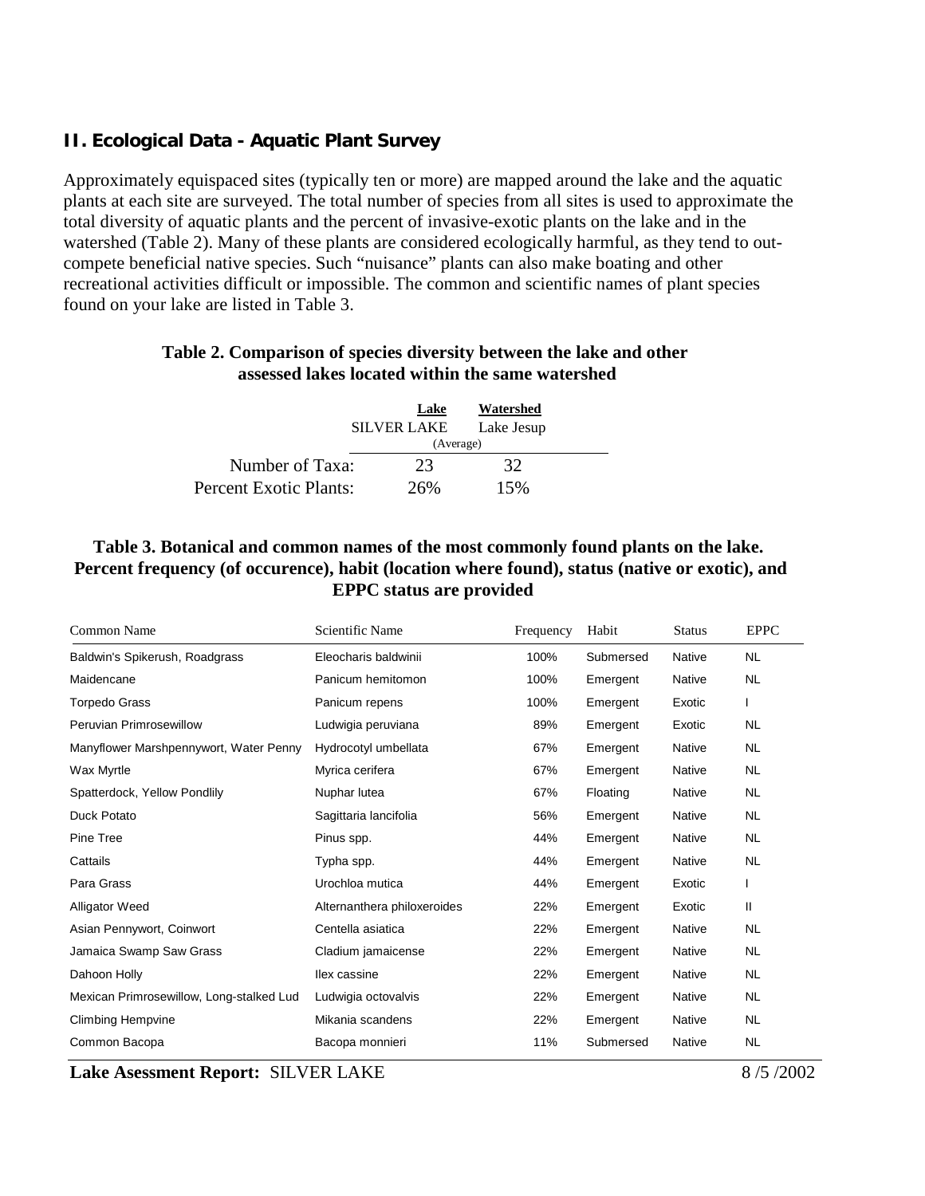## II. Ecological Data - Aquatic Plant Survey

Approximately equispaced sites (typically ten or more) are mapped around the lake and the aquatic plants at each site are surveyed. The total number of species from all sites is used to approximate the total diversity of aquatic plants and the percent of invasive-exotic plants on the lake and in the watershed (Table 2). Many of these plants are considered ecologically harmful, as they tend to out-compete beneficial native species. Such "nuisance" plants can also make boating and other recreational activities difficult or impossible. The common and scientific names of plant species found on your lake are listed in Table 3.

**Table 2. Comparison of species diversity between the lake and other assessed lakes located within the same watershed**

| | Lake<br>SILVER LAKE | Watershed<br>Lake Jesup<br>(Average) |
|---|---|---|
| Number of Taxa: | 23 | 32 |
| Percent Exotic Plants: | 26% | 15% |

**Table 3. Botanical and common names of the most commonly found plants on the lake. Percent frequency (of occurence), habit (location where found), status (native or exotic), and EPPC status are provided**

| Common Name | Scientific Name | Frequency | Habit | Status | EPPC |
|---|---|---|---|---|---|
| Baldwin's Spikerush, Roadgrass | Eleocharis baldwinii | 100% | Submersed | Native | NL |
| Maidencane | Panicum hemitomon | 100% | Emergent | Native | NL |
| Torpedo Grass | Panicum repens | 100% | Emergent | Exotic | I |
| Peruvian Primrosewillow | Ludwigia peruviana | 89% | Emergent | Exotic | NL |
| Manyflower Marshpennywort, Water Penny | Hydrocotyl umbellata | 67% | Emergent | Native | NL |
| Wax Myrtle | Myrica cerifera | 67% | Emergent | Native | NL |
| Spatterdock, Yellow Pondlily | Nuphar lutea | 67% | Floating | Native | NL |
| Duck Potato | Sagittaria lancifolia | 56% | Emergent | Native | NL |
| Pine Tree | Pinus spp. | 44% | Emergent | Native | NL |
| Cattails | Typha spp. | 44% | Emergent | Native | NL |
| Para Grass | Urochloa mutica | 44% | Emergent | Exotic | I |
| Alligator Weed | Alternanthera philoxeroides | 22% | Emergent | Exotic | II |
| Asian Pennywort, Coinwort | Centella asiatica | 22% | Emergent | Native | NL |
| Jamaica Swamp Saw Grass | Cladium jamaicense | 22% | Emergent | Native | NL |
| Dahoon Holly | Ilex cassine | 22% | Emergent | Native | NL |
| Mexican Primrosewillow, Long-stalked Lud | Ludwigia octovalvis | 22% | Emergent | Native | NL |
| Climbing Hempvine | Mikania scandens | 22% | Emergent | Native | NL |
| Common Bacopa | Bacopa monnieri | 11% | Submersed | Native | NL |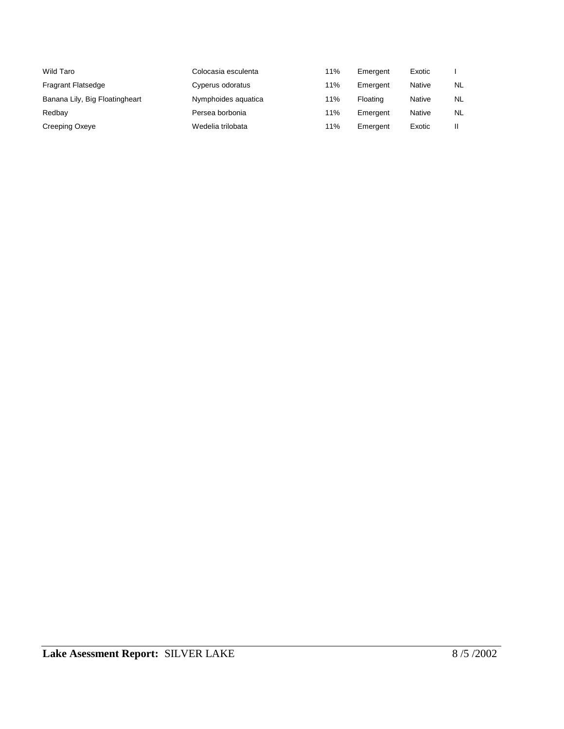| | | | | | |
|---|---|---|---|---|---|
| Wild Taro | Colocasia esculenta | 11% | Emergent | Exotic | I |
| Fragrant Flatsedge | Cyperus odoratus | 11% | Emergent | Native | NL |
| Banana Lily, Big Floatingheart | Nymphoides aquatica | 11% | Floating | Native | NL |
| Redbay | Persea borbonia | 11% | Emergent | Native | NL |
| Creeping Oxeye | Wedelia trilobata | 11% | Emergent | Exotic | II |